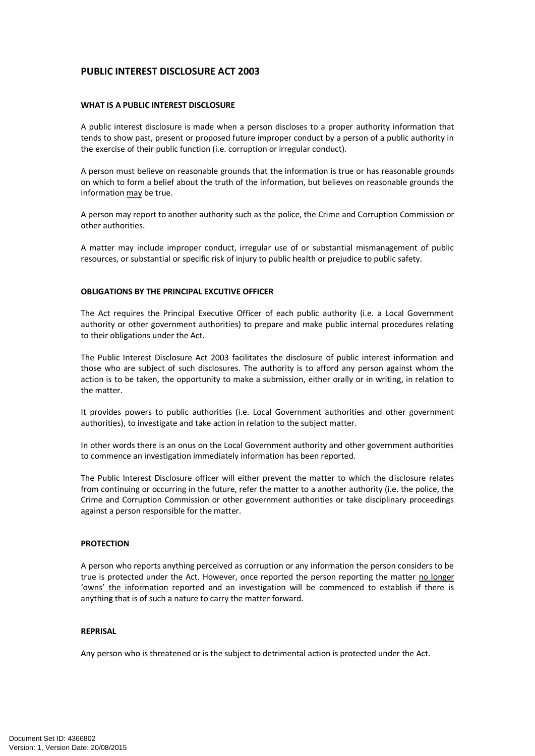# PUBLIC INTEREST DISCLOSURE ACT 2003

## WHAT IS A PUBLIC INTEREST DISCLOSURE

A public interest disclosure is made when a person discloses to a proper authority information that tends to show past, present or proposed future improper conduct by a person of a public authority in the exercise of their public function (i.e. corruption or irregular conduct).

A person must believe on reasonable grounds that the information is true or has reasonable grounds on which to form a belief about the truth of the information, but believes on reasonable grounds the information <u>may</u> be true.

A person may report to another authority such as the police, the Crime and Corruption Commission or other authorities.

A matter may include improper conduct, irregular use of or substantial mismanagement of public resources, or substantial or specific risk of injury to public health or prejudice to public safety.

## OBLIGATIONS BY THE PRINCIPAL EXCUTIVE OFFICER

The Act requires the Principal Executive Officer of each public authority (i.e. a Local Government authority or other government authorities) to prepare and make public internal procedures relating to their obligations under the Act.

The Public Interest Disclosure Act 2003 facilitates the disclosure of public interest information and those who are subject of such disclosures. The authority is to afford any person against whom the action is to be taken, the opportunity to make a submission, either orally or in writing, in relation to the matter.

It provides powers to public authorities (i.e. Local Government authorities and other government authorities), to investigate and take action in relation to the subject matter.

In other words there is an onus on the Local Government authority and other government authorities to commence an investigation immediately information has been reported.

The Public Interest Disclosure officer will either prevent the matter to which the disclosure relates from continuing or occurring in the future, refer the matter to a another authority (i.e. the police, the Crime and Corruption Commission or other government authorities or take disciplinary proceedings against a person responsible for the matter.

## PROTECTION

A person who reports anything perceived as corruption or any information the person considers to be true is protected under the Act. However, once reported the person reporting the matter <u>no longer 'owns' the information</u> reported and an investigation will be commenced to establish if there is anything that is of such a nature to carry the matter forward.

## REPRISAL

Any person who is threatened or is the subject to detrimental action is protected under the Act.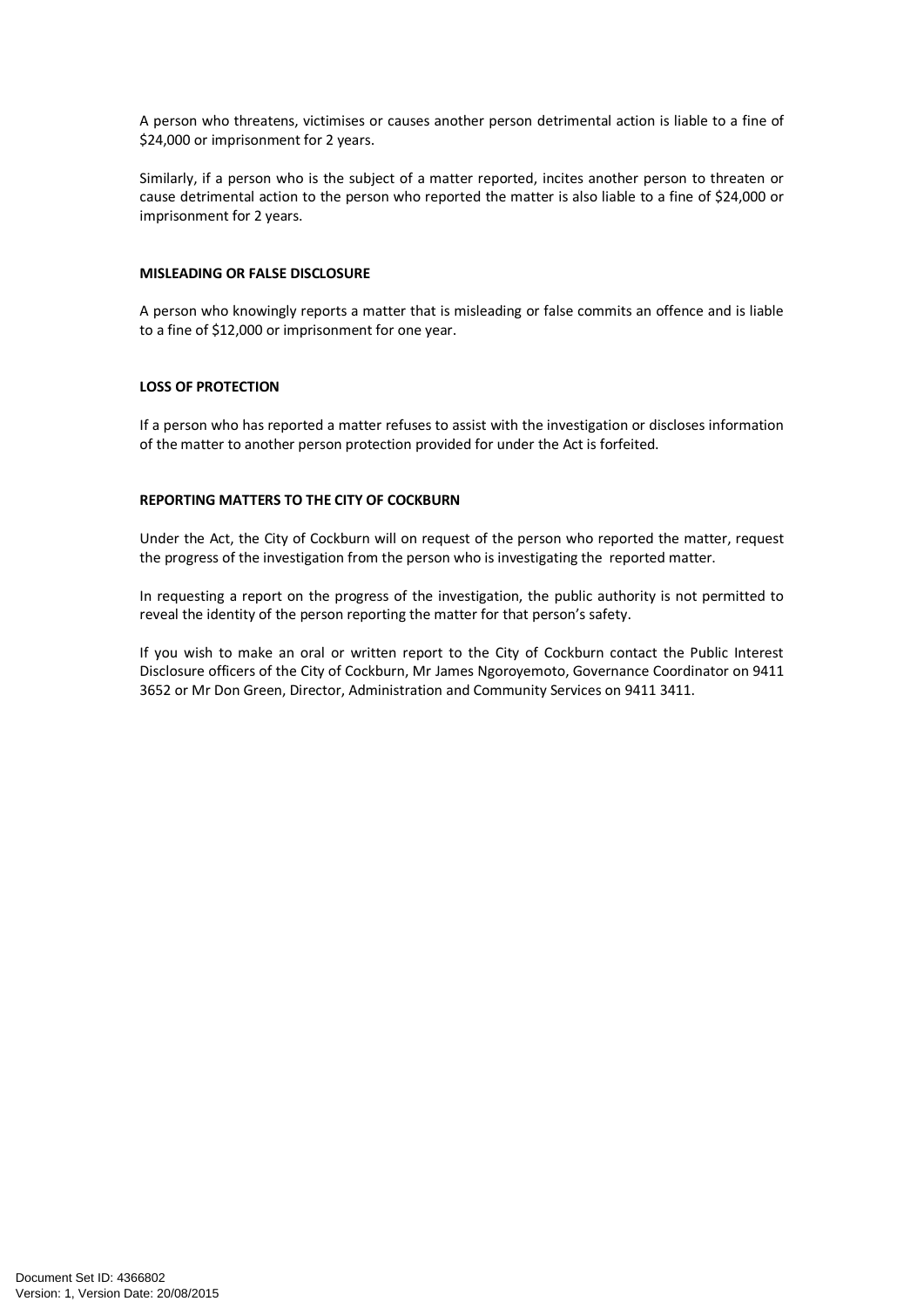A person who threatens, victimises or causes another person detrimental action is liable to a fine of $24,000 or imprisonment for 2 years.

Similarly, if a person who is the subject of a matter reported, incites another person to threaten or cause detrimental action to the person who reported the matter is also liable to a fine of $24,000 or imprisonment for 2 years.

**MISLEADING OR FALSE DISCLOSURE**

A person who knowingly reports a matter that is misleading or false commits an offence and is liable to a fine of $12,000 or imprisonment for one year.

**LOSS OF PROTECTION**

If a person who has reported a matter refuses to assist with the investigation or discloses information of the matter to another person protection provided for under the Act is forfeited.

**REPORTING MATTERS TO THE CITY OF COCKBURN**

Under the Act, the City of Cockburn will on request of the person who reported the matter, request the progress of the investigation from the person who is investigating the reported matter.

In requesting a report on the progress of the investigation, the public authority is not permitted to reveal the identity of the person reporting the matter for that person's safety.

If you wish to make an oral or written report to the City of Cockburn contact the Public Interest Disclosure officers of the City of Cockburn, Mr James Ngoroyemoto, Governance Coordinator on 9411 3652 or Mr Don Green, Director, Administration and Community Services on 9411 3411.

Document Set ID: 4366802
Version: 1, Version Date: 20/08/2015